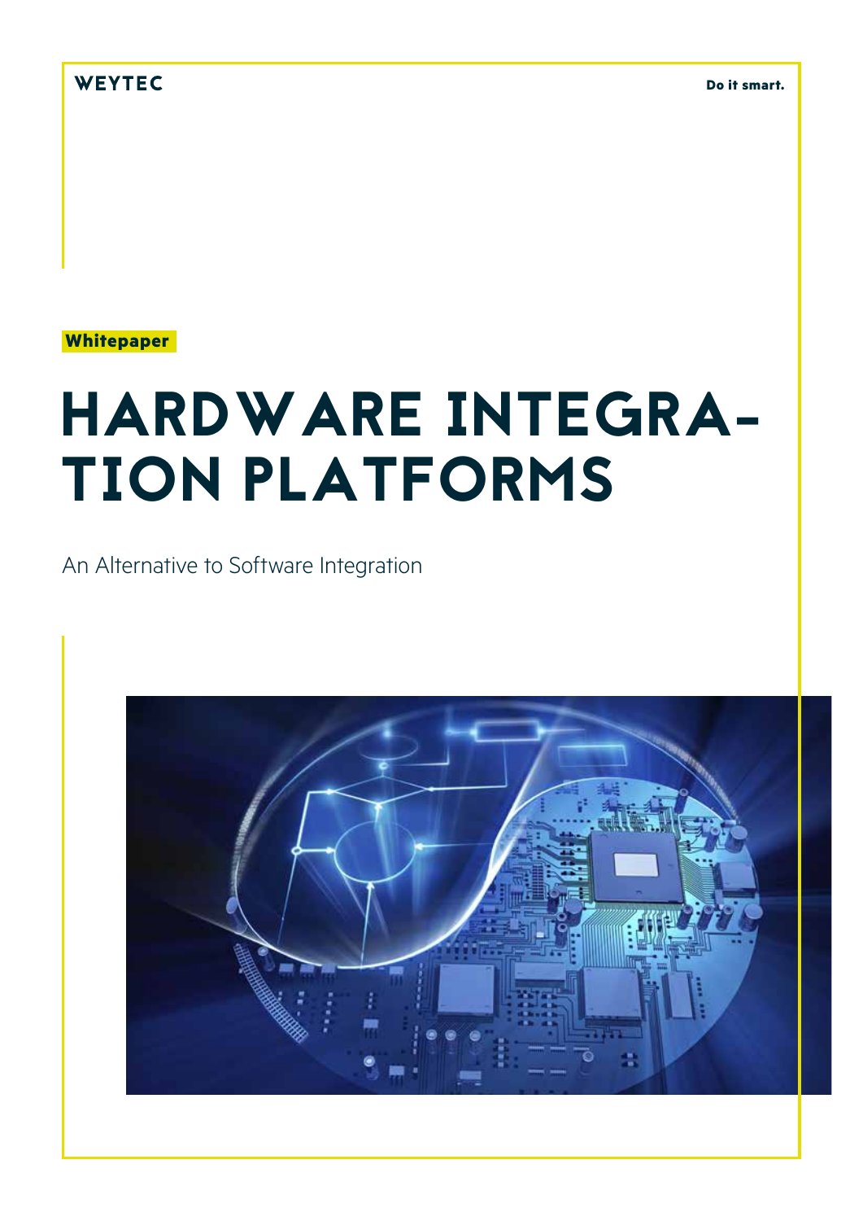WEYTEC

Do it smart.

Whitepaper

# HARDWARE INTEGRATION PLATFORMS

An Alternative to Software Integration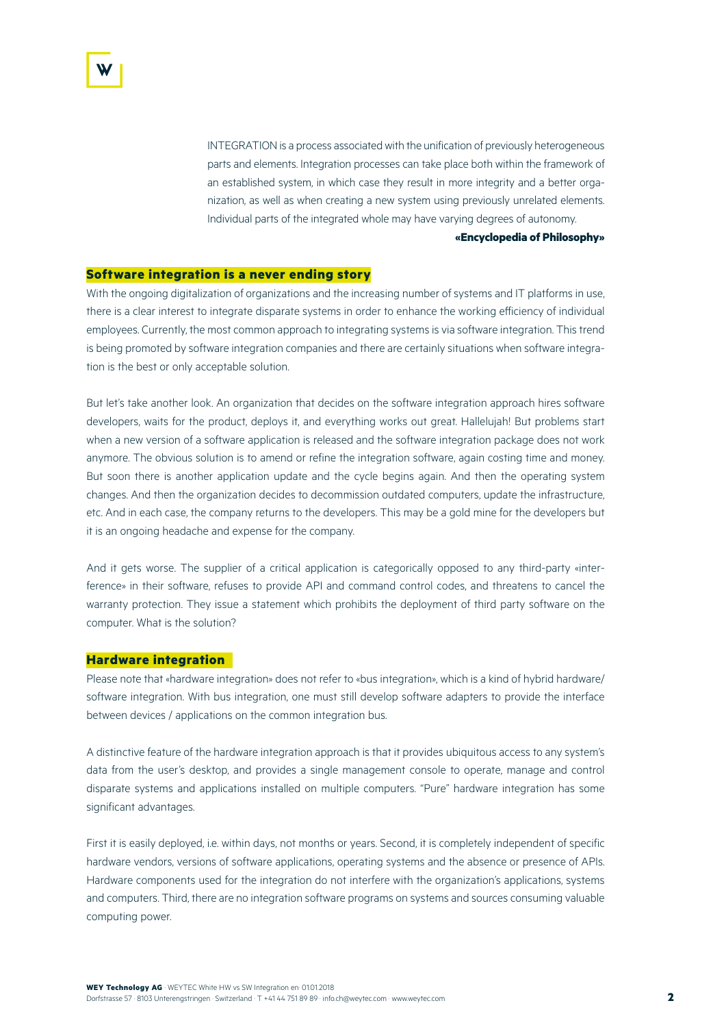INTEGRATION is a process associated with the unification of previously heterogeneous parts and elements. Integration processes can take place both within the framework of an established system, in which case they result in more integrity and a better organization, as well as when creating a new system using previously unrelated elements. Individual parts of the integrated whole may have varying degrees of autonomy.

**«Encyclopedia of Philosophy»**

## Software integration is a never ending story

With the ongoing digitalization of organizations and the increasing number of systems and IT platforms in use, there is a clear interest to integrate disparate systems in order to enhance the working efficiency of individual employees. Currently, the most common approach to integrating systems is via software integration. This trend is being promoted by software integration companies and there are certainly situations when software integration is the best or only acceptable solution.

But let's take another look. An organization that decides on the software integration approach hires software developers, waits for the product, deploys it, and everything works out great. Hallelujah! But problems start when a new version of a software application is released and the software integration package does not work anymore. The obvious solution is to amend or refine the integration software, again costing time and money. But soon there is another application update and the cycle begins again. And then the operating system changes. And then the organization decides to decommission outdated computers, update the infrastructure, etc. And in each case, the company returns to the developers. This may be a gold mine for the developers but it is an ongoing headache and expense for the company.

And it gets worse. The supplier of a critical application is categorically opposed to any third-party «interference» in their software, refuses to provide API and command control codes, and threatens to cancel the warranty protection. They issue a statement which prohibits the deployment of third party software on the computer. What is the solution?

## Hardware integration

Please note that «hardware integration» does not refer to «bus integration», which is a kind of hybrid hardware/software integration. With bus integration, one must still develop software adapters to provide the interface between devices / applications on the common integration bus.

A distinctive feature of the hardware integration approach is that it provides ubiquitous access to any system's data from the user's desktop, and provides a single management console to operate, manage and control disparate systems and applications installed on multiple computers. "Pure" hardware integration has some significant advantages.

First it is easily deployed, i.e. within days, not months or years. Second, it is completely independent of specific hardware vendors, versions of software applications, operating systems and the absence or presence of APIs. Hardware components used for the integration do not interfere with the organization's applications, systems and computers. Third, there are no integration software programs on systems and sources consuming valuable computing power.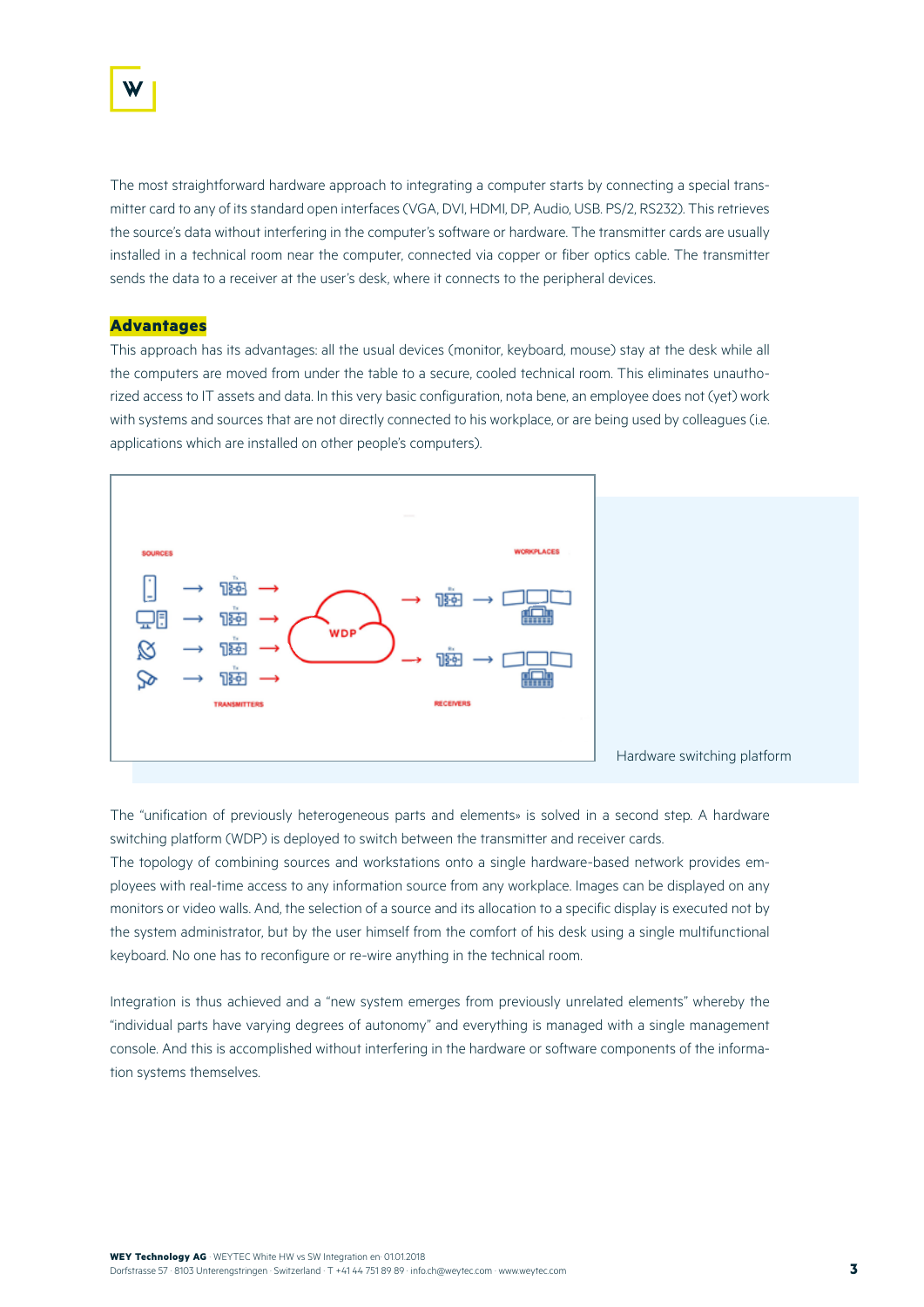The most straightforward hardware approach to integrating a computer starts by connecting a special transmitter card to any of its standard open interfaces (VGA, DVI, HDMI, DP, Audio, USB. PS/2, RS232). This retrieves the source's data without interfering in the computer's software or hardware. The transmitter cards are usually installed in a technical room near the computer, connected via copper or fiber optics cable. The transmitter sends the data to a receiver at the user's desk, where it connects to the peripheral devices.

## Advantages

This approach has its advantages: all the usual devices (monitor, keyboard, mouse) stay at the desk while all the computers are moved from under the table to a secure, cooled technical room. This eliminates unauthorized access to IT assets and data. In this very basic configuration, nota bene, an employee does not (yet) work with systems and sources that are not directly connected to his workplace, or are being used by colleagues (i.e. applications which are installed on other people's computers).

Hardware switching platform

The "unification of previously heterogeneous parts and elements» is solved in a second step. A hardware switching platform (WDP) is deployed to switch between the transmitter and receiver cards.

The topology of combining sources and workstations onto a single hardware-based network provides employees with real-time access to any information source from any workplace. Images can be displayed on any monitors or video walls. And, the selection of a source and its allocation to a specific display is executed not by the system administrator, but by the user himself from the comfort of his desk using a single multifunctional keyboard. No one has to reconfigure or re-wire anything in the technical room.

Integration is thus achieved and a "new system emerges from previously unrelated elements" whereby the "individual parts have varying degrees of autonomy" and everything is managed with a single management console. And this is accomplished without interfering in the hardware or software components of the information systems themselves.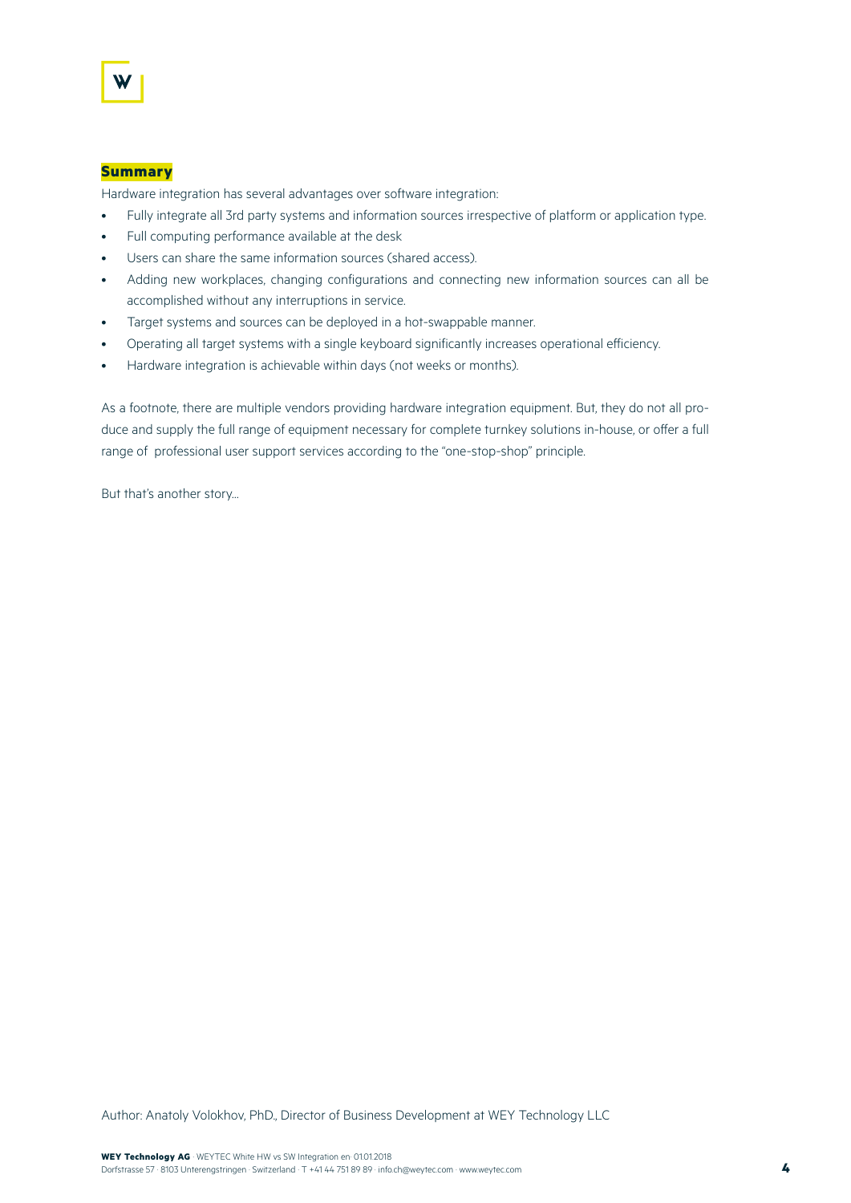## Summary

Hardware integration has several advantages over software integration:

- Fully integrate all 3rd party systems and information sources irrespective of platform or application type.
- Full computing performance available at the desk
- Users can share the same information sources (shared access).
- Adding new workplaces, changing configurations and connecting new information sources can all be accomplished without any interruptions in service.
- Target systems and sources can be deployed in a hot-swappable manner.
- Operating all target systems with a single keyboard significantly increases operational efficiency.
- Hardware integration is achievable within days (not weeks or months).

As a footnote, there are multiple vendors providing hardware integration equipment. But, they do not all produce and supply the full range of equipment necessary for complete turnkey solutions in-house, or offer a full range of professional user support services according to the "one-stop-shop" principle.

But that's another story...

Author: Anatoly Volokhov, PhD., Director of Business Development at WEY Technology LLC